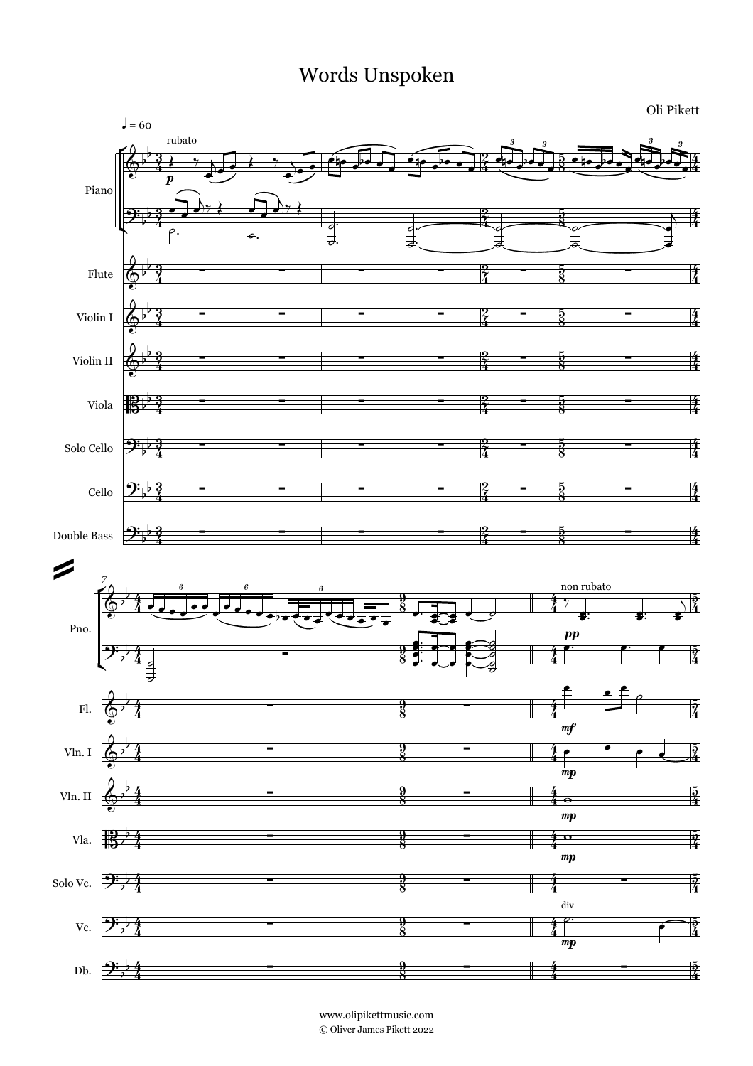# Words Unspoken

Oli Pikett

www.olipikettmusic.com
© Oliver James Pikett 2022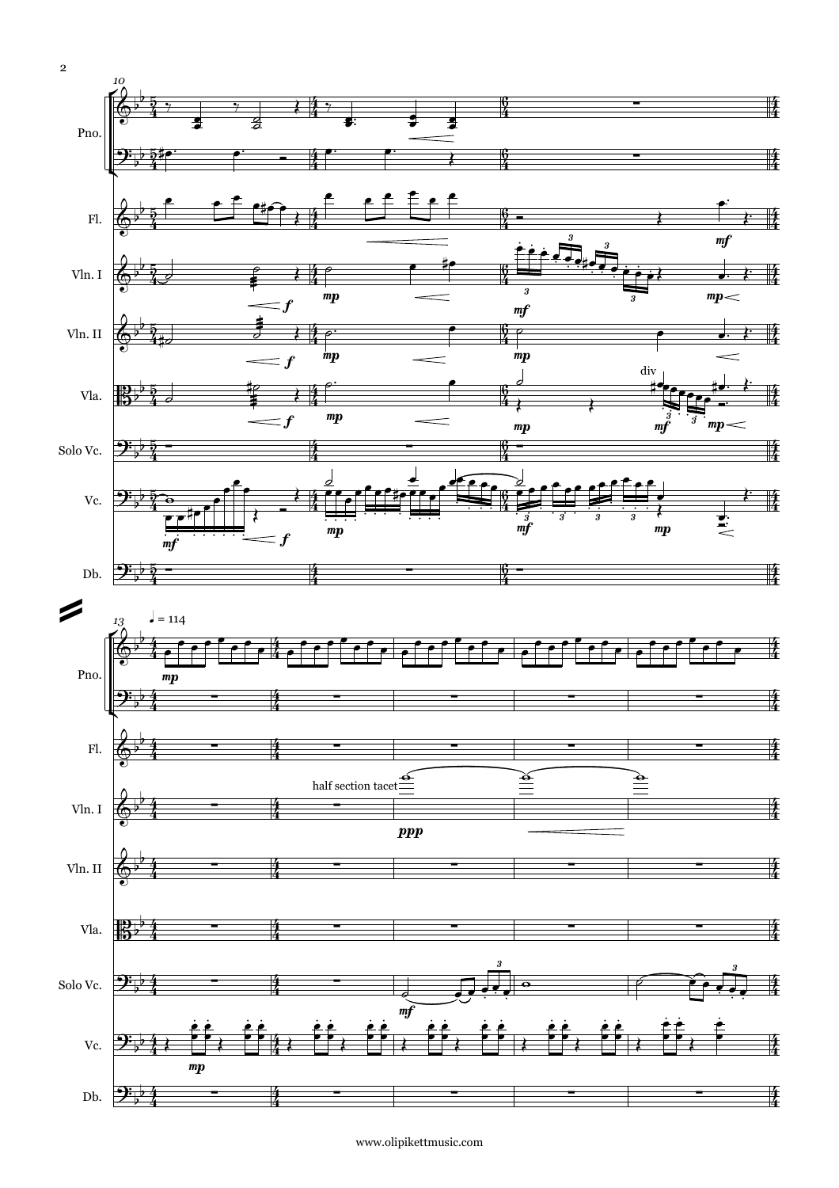10

Pno.

Fl.

Vln. I

Vln. II

Vla.

Solo Vc.

Vc.

Db.

*mf* *mp* *f* div

13 ♩ = 114

Pno.

Fl.

Vln. I

Vln. II

Vla.

Solo Vc.

Vc.

Db.

*mp* half section tacet *ppp* *mf*